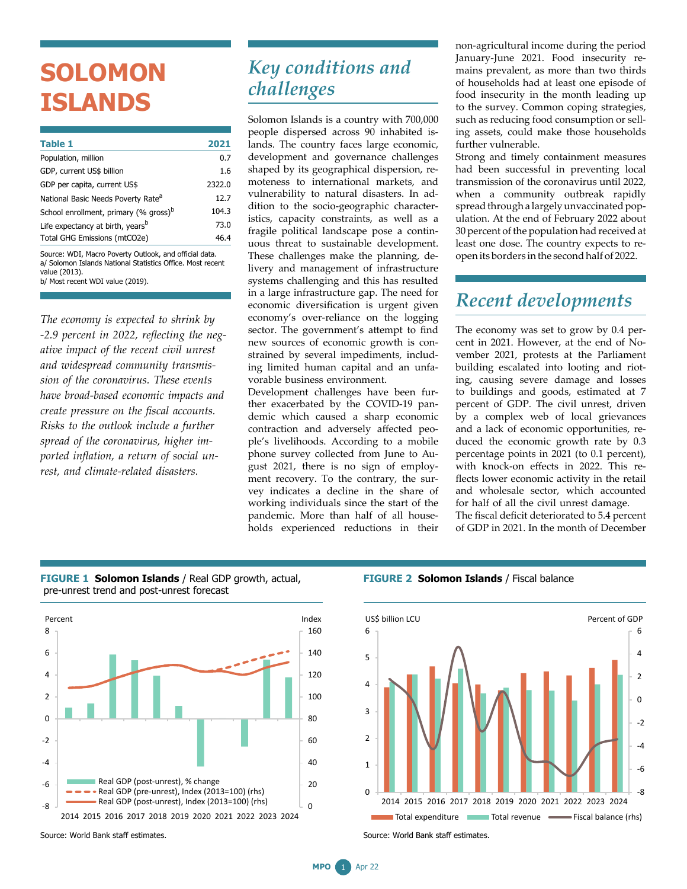# SOLOMON ISLANDS

| Table 1 | 2021 |
|---|---|
| Population, million | 0.7 |
| GDP, current US$ billion | 1.6 |
| GDP per capita, current US$ | 2322.0 |
| National Basic Needs Poverty Rate[a] | 12.7 |
| School enrollment, primary (% gross)[b] | 104.3 |
| Life expectancy at birth, years[b] | 73.0 |
| Total GHG Emissions (mtCO2e) | 46.4 |

Source: WDI, Macro Poverty Outlook, and official data.
a/ Solomon Islands National Statistics Office. Most recent value (2013).
b/ Most recent WDI value (2019).

*The economy is expected to shrink by -2.9 percent in 2022, reflecting the negative impact of the recent civil unrest and widespread community transmission of the coronavirus. These events have broad-based economic impacts and create pressure on the fiscal accounts. Risks to the outlook include a further spread of the coronavirus, higher imported inflation, a return of social unrest, and climate-related disasters.*

## Key conditions and challenges

Solomon Islands is a country with 700,000 people dispersed across 90 inhabited islands. The country faces large economic, development and governance challenges shaped by its geographical dispersion, remoteness to international markets, and vulnerability to natural disasters. In addition to the socio-geographic characteristics, capacity constraints, as well as a fragile political landscape pose a continuous threat to sustainable development. These challenges make the planning, delivery and management of infrastructure systems challenging and this has resulted in a large infrastructure gap. The need for economic diversification is urgent given economy's over-reliance on the logging sector. The government's attempt to find new sources of economic growth is constrained by several impediments, including limited human capital and an unfavorable business environment.

Development challenges have been further exacerbated by the COVID-19 pandemic which caused a sharp economic contraction and adversely affected people's livelihoods. According to a mobile phone survey collected from June to August 2021, there is no sign of employment recovery. To the contrary, the survey indicates a decline in the share of working individuals since the start of the pandemic. More than half of all households experienced reductions in their non-agricultural income during the period January-June 2021. Food insecurity remains prevalent, as more than two thirds of households had at least one episode of food insecurity in the month leading up to the survey. Common coping strategies, such as reducing food consumption or selling assets, could make those households further vulnerable.

Strong and timely containment measures had been successful in preventing local transmission of the coronavirus until 2022, when a community outbreak rapidly spread through a largely unvaccinated population. At the end of February 2022 about 30 percent of the population had received at least one dose. The country expects to reopen its borders in the second half of 2022.

## Recent developments

The economy was set to grow by 0.4 percent in 2021. However, at the end of November 2021, protests at the Parliament building escalated into looting and rioting, causing severe damage and losses to buildings and goods, estimated at 7 percent of GDP. The civil unrest, driven by a complex web of local grievances and a lack of economic opportunities, reduced the economic growth rate by 0.3 percentage points in 2021 (to 0.1 percent), with knock-on effects in 2022. This reflects lower economic activity in the retail and wholesale sector, which accounted for half of all the civil unrest damage.

The fiscal deficit deteriorated to 5.4 percent of GDP in 2021. In the month of December

**FIGURE 1 Solomon Islands** / Real GDP growth, actual, pre-unrest trend and post-unrest forecast

Source: World Bank staff estimates.

**FIGURE 2 Solomon Islands** / Fiscal balance

Source: World Bank staff estimates.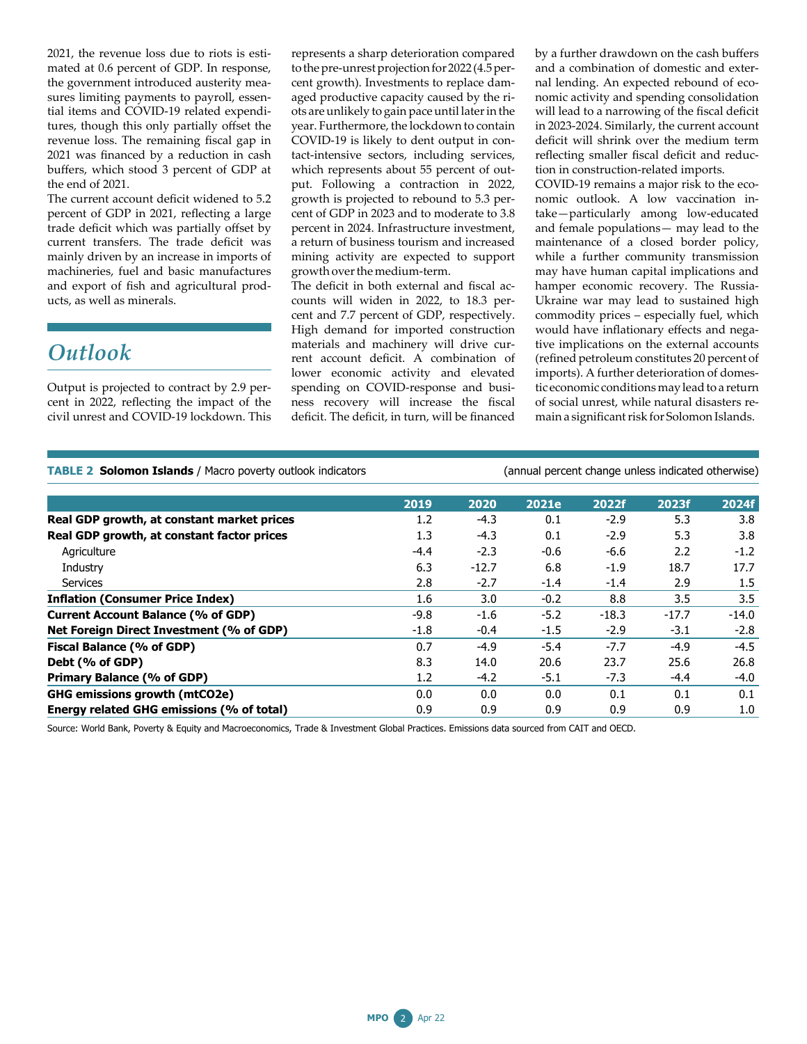2021, the revenue loss due to riots is estimated at 0.6 percent of GDP. In response, the government introduced austerity measures limiting payments to payroll, essential items and COVID-19 related expenditures, though this only partially offset the revenue loss. The remaining fiscal gap in 2021 was financed by a reduction in cash buffers, which stood 3 percent of GDP at the end of 2021.

The current account deficit widened to 5.2 percent of GDP in 2021, reflecting a large trade deficit which was partially offset by current transfers. The trade deficit was mainly driven by an increase in imports of machineries, fuel and basic manufactures and export of fish and agricultural products, as well as minerals.

## *Outlook*

Output is projected to contract by 2.9 percent in 2022, reflecting the impact of the civil unrest and COVID-19 lockdown. This represents a sharp deterioration compared to the pre-unrest projection for 2022 (4.5 percent growth). Investments to replace damaged productive capacity caused by the riots are unlikely to gain pace until later in the year. Furthermore, the lockdown to contain COVID-19 is likely to dent output in contact-intensive sectors, including services, which represents about 55 percent of output. Following a contraction in 2022, growth is projected to rebound to 5.3 percent of GDP in 2023 and to moderate to 3.8 percent in 2024. Infrastructure investment, a return of business tourism and increased mining activity are expected to support growth over the medium-term.

The deficit in both external and fiscal accounts will widen in 2022, to 18.3 percent and 7.7 percent of GDP, respectively. High demand for imported construction materials and machinery will drive current account deficit. A combination of lower economic activity and elevated spending on COVID-response and business recovery will increase the fiscal deficit. The deficit, in turn, will be financed by a further drawdown on the cash buffers and a combination of domestic and external lending. An expected rebound of economic activity and spending consolidation will lead to a narrowing of the fiscal deficit in 2023-2024. Similarly, the current account deficit will shrink over the medium term reflecting smaller fiscal deficit and reduction in construction-related imports.

COVID-19 remains a major risk to the economic outlook. A low vaccination intake—particularly among low-educated and female populations— may lead to the maintenance of a closed border policy, while a further community transmission may have human capital implications and hamper economic recovery. The Russia-Ukraine war may lead to sustained high commodity prices – especially fuel, which would have inflationary effects and negative implications on the external accounts (refined petroleum constitutes 20 percent of imports). A further deterioration of domestic economic conditions may lead to a return of social unrest, while natural disasters remain a significant risk for Solomon Islands.

**TABLE 2 Solomon Islands** / Macro poverty outlook indicators (annual percent change unless indicated otherwise)

| | 2019 | 2020 | 2021e | 2022f | 2023f | 2024f |
|---|---|---|---|---|---|---|
| **Real GDP growth, at constant market prices** | 1.2 | -4.3 | 0.1 | -2.9 | 5.3 | 3.8 |
| **Real GDP growth, at constant factor prices** | 1.3 | -4.3 | 0.1 | -2.9 | 5.3 | 3.8 |
| Agriculture | -4.4 | -2.3 | -0.6 | -6.6 | 2.2 | -1.2 |
| Industry | 6.3 | -12.7 | 6.8 | -1.9 | 18.7 | 17.7 |
| Services | 2.8 | -2.7 | -1.4 | -1.4 | 2.9 | 1.5 |
| **Inflation (Consumer Price Index)** | 1.6 | 3.0 | -0.2 | 8.8 | 3.5 | 3.5 |
| **Current Account Balance (% of GDP)** | -9.8 | -1.6 | -5.2 | -18.3 | -17.7 | -14.0 |
| **Net Foreign Direct Investment (% of GDP)** | -1.8 | -0.4 | -1.5 | -2.9 | -3.1 | -2.8 |
| **Fiscal Balance (% of GDP)** | 0.7 | -4.9 | -5.4 | -7.7 | -4.9 | -4.5 |
| **Debt (% of GDP)** | 8.3 | 14.0 | 20.6 | 23.7 | 25.6 | 26.8 |
| **Primary Balance (% of GDP)** | 1.2 | -4.2 | -5.1 | -7.3 | -4.4 | -4.0 |
| **GHG emissions growth (mtCO2e)** | 0.0 | 0.0 | 0.0 | 0.1 | 0.1 | 0.1 |
| **Energy related GHG emissions (% of total)** | 0.9 | 0.9 | 0.9 | 0.9 | 0.9 | 1.0 |

Source: World Bank, Poverty & Equity and Macroeconomics, Trade & Investment Global Practices. Emissions data sourced from CAIT and OECD.